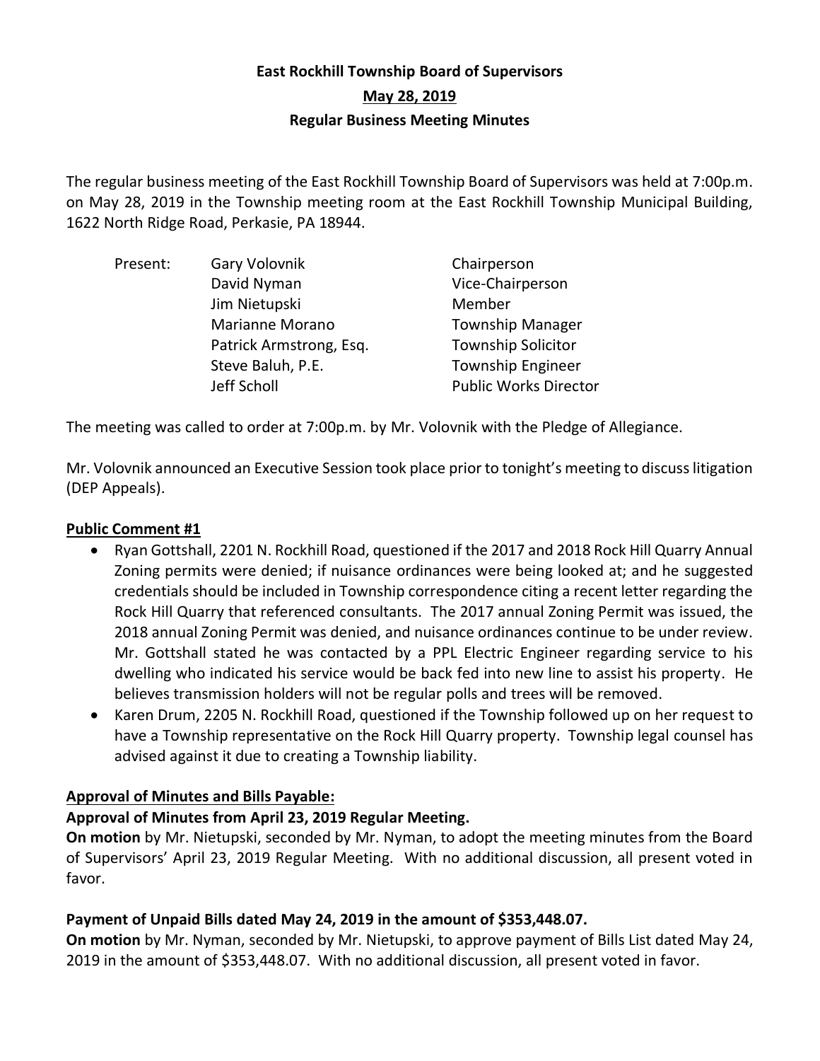# East Rockhill Township Board of Supervisors

## May 28, 2019

## Regular Business Meeting Minutes

The regular business meeting of the East Rockhill Township Board of Supervisors was held at 7:00p.m. on May 28, 2019 in the Township meeting room at the East Rockhill Township Municipal Building, 1622 North Ridge Road, Perkasie, PA 18944.

| Present: | | |
|---|---|---|
| | Gary Volovnik | Chairperson |
| | David Nyman | Vice-Chairperson |
| | Jim Nietupski | Member |
| | Marianne Morano | Township Manager |
| | Patrick Armstrong, Esq. | Township Solicitor |
| | Steve Baluh, P.E. | Township Engineer |
| | Jeff Scholl | Public Works Director |

The meeting was called to order at 7:00p.m. by Mr. Volovnik with the Pledge of Allegiance.

Mr. Volovnik announced an Executive Session took place prior to tonight's meeting to discuss litigation (DEP Appeals).

**Public Comment #1**

- Ryan Gottshall, 2201 N. Rockhill Road, questioned if the 2017 and 2018 Rock Hill Quarry Annual Zoning permits were denied; if nuisance ordinances were being looked at; and he suggested credentials should be included in Township correspondence citing a recent letter regarding the Rock Hill Quarry that referenced consultants. The 2017 annual Zoning Permit was issued, the 2018 annual Zoning Permit was denied, and nuisance ordinances continue to be under review. Mr. Gottshall stated he was contacted by a PPL Electric Engineer regarding service to his dwelling who indicated his service would be back fed into new line to assist his property. He believes transmission holders will not be regular polls and trees will be removed.
- Karen Drum, 2205 N. Rockhill Road, questioned if the Township followed up on her request to have a Township representative on the Rock Hill Quarry property. Township legal counsel has advised against it due to creating a Township liability.

**Approval of Minutes and Bills Payable:**

**Approval of Minutes from April 23, 2019 Regular Meeting.**

**On motion** by Mr. Nietupski, seconded by Mr. Nyman, to adopt the meeting minutes from the Board of Supervisors' April 23, 2019 Regular Meeting. With no additional discussion, all present voted in favor.

**Payment of Unpaid Bills dated May 24, 2019 in the amount of $353,448.07.**

**On motion** by Mr. Nyman, seconded by Mr. Nietupski, to approve payment of Bills List dated May 24, 2019 in the amount of $353,448.07. With no additional discussion, all present voted in favor.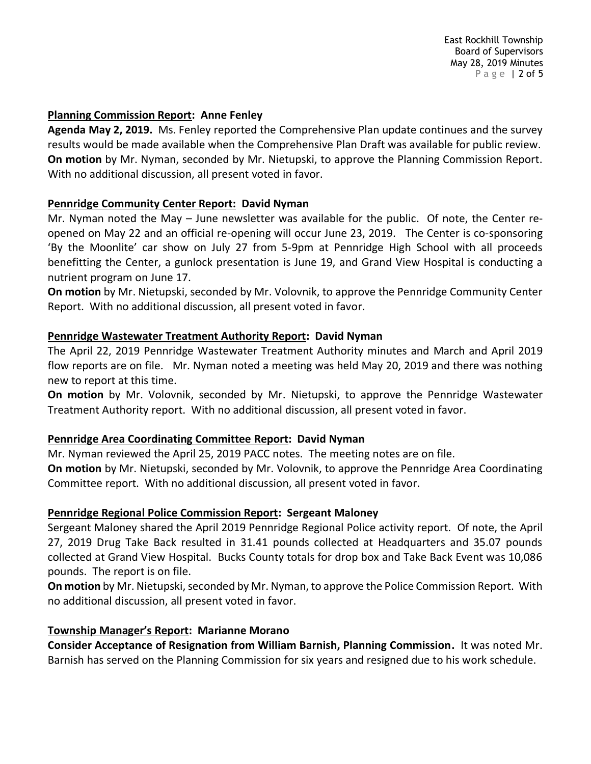**Planning Commission Report: Anne Fenley**

**Agenda May 2, 2019.** Ms. Fenley reported the Comprehensive Plan update continues and the survey results would be made available when the Comprehensive Plan Draft was available for public review. **On motion** by Mr. Nyman, seconded by Mr. Nietupski, to approve the Planning Commission Report. With no additional discussion, all present voted in favor.

**Pennridge Community Center Report: David Nyman**

Mr. Nyman noted the May – June newsletter was available for the public. Of note, the Center re-opened on May 22 and an official re-opening will occur June 23, 2019. The Center is co-sponsoring 'By the Moonlite' car show on July 27 from 5-9pm at Pennridge High School with all proceeds benefitting the Center, a gunlock presentation is June 19, and Grand View Hospital is conducting a nutrient program on June 17.

**On motion** by Mr. Nietupski, seconded by Mr. Volovnik, to approve the Pennridge Community Center Report. With no additional discussion, all present voted in favor.

**Pennridge Wastewater Treatment Authority Report: David Nyman**

The April 22, 2019 Pennridge Wastewater Treatment Authority minutes and March and April 2019 flow reports are on file. Mr. Nyman noted a meeting was held May 20, 2019 and there was nothing new to report at this time.

**On motion** by Mr. Volovnik, seconded by Mr. Nietupski, to approve the Pennridge Wastewater Treatment Authority report. With no additional discussion, all present voted in favor.

**Pennridge Area Coordinating Committee Report: David Nyman**

Mr. Nyman reviewed the April 25, 2019 PACC notes. The meeting notes are on file.

**On motion** by Mr. Nietupski, seconded by Mr. Volovnik, to approve the Pennridge Area Coordinating Committee report. With no additional discussion, all present voted in favor.

**Pennridge Regional Police Commission Report: Sergeant Maloney**

Sergeant Maloney shared the April 2019 Pennridge Regional Police activity report. Of note, the April 27, 2019 Drug Take Back resulted in 31.41 pounds collected at Headquarters and 35.07 pounds collected at Grand View Hospital. Bucks County totals for drop box and Take Back Event was 10,086 pounds. The report is on file.

**On motion** by Mr. Nietupski, seconded by Mr. Nyman, to approve the Police Commission Report. With no additional discussion, all present voted in favor.

**Township Manager's Report: Marianne Morano**

**Consider Acceptance of Resignation from William Barnish, Planning Commission.** It was noted Mr. Barnish has served on the Planning Commission for six years and resigned due to his work schedule.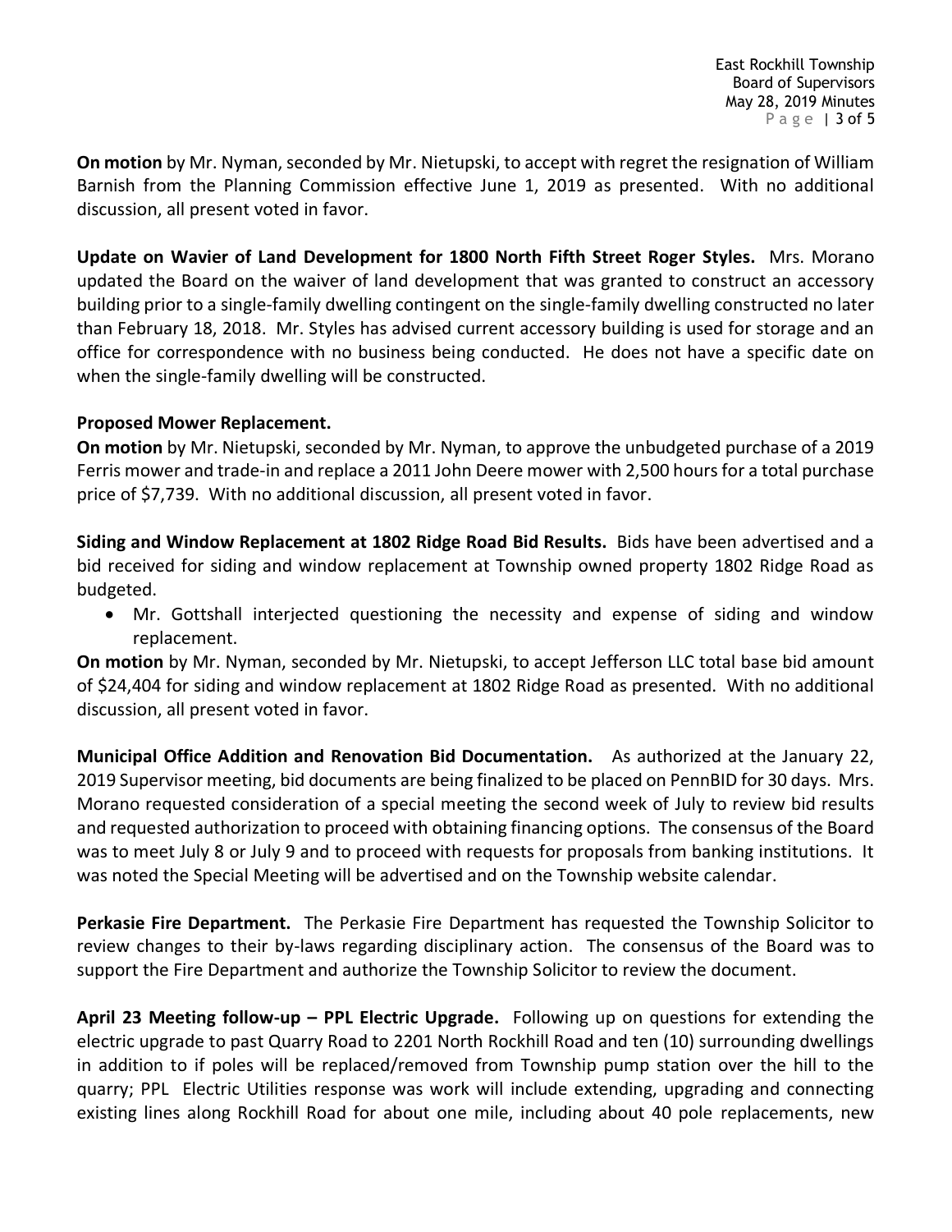**On motion** by Mr. Nyman, seconded by Mr. Nietupski, to accept with regret the resignation of William Barnish from the Planning Commission effective June 1, 2019 as presented. With no additional discussion, all present voted in favor.

**Update on Wavier of Land Development for 1800 North Fifth Street Roger Styles.** Mrs. Morano updated the Board on the waiver of land development that was granted to construct an accessory building prior to a single-family dwelling contingent on the single-family dwelling constructed no later than February 18, 2018. Mr. Styles has advised current accessory building is used for storage and an office for correspondence with no business being conducted. He does not have a specific date on when the single-family dwelling will be constructed.

**Proposed Mower Replacement.**
**On motion** by Mr. Nietupski, seconded by Mr. Nyman, to approve the unbudgeted purchase of a 2019 Ferris mower and trade-in and replace a 2011 John Deere mower with 2,500 hours for a total purchase price of $7,739. With no additional discussion, all present voted in favor.

**Siding and Window Replacement at 1802 Ridge Road Bid Results.** Bids have been advertised and a bid received for siding and window replacement at Township owned property 1802 Ridge Road as budgeted.

- Mr. Gottshall interjected questioning the necessity and expense of siding and window replacement.

**On motion** by Mr. Nyman, seconded by Mr. Nietupski, to accept Jefferson LLC total base bid amount of $24,404 for siding and window replacement at 1802 Ridge Road as presented. With no additional discussion, all present voted in favor.

**Municipal Office Addition and Renovation Bid Documentation.** As authorized at the January 22, 2019 Supervisor meeting, bid documents are being finalized to be placed on PennBID for 30 days. Mrs. Morano requested consideration of a special meeting the second week of July to review bid results and requested authorization to proceed with obtaining financing options. The consensus of the Board was to meet July 8 or July 9 and to proceed with requests for proposals from banking institutions. It was noted the Special Meeting will be advertised and on the Township website calendar.

**Perkasie Fire Department.** The Perkasie Fire Department has requested the Township Solicitor to review changes to their by-laws regarding disciplinary action. The consensus of the Board was to support the Fire Department and authorize the Township Solicitor to review the document.

**April 23 Meeting follow-up – PPL Electric Upgrade.** Following up on questions for extending the electric upgrade to past Quarry Road to 2201 North Rockhill Road and ten (10) surrounding dwellings in addition to if poles will be replaced/removed from Township pump station over the hill to the quarry; PPL Electric Utilities response was work will include extending, upgrading and connecting existing lines along Rockhill Road for about one mile, including about 40 pole replacements, new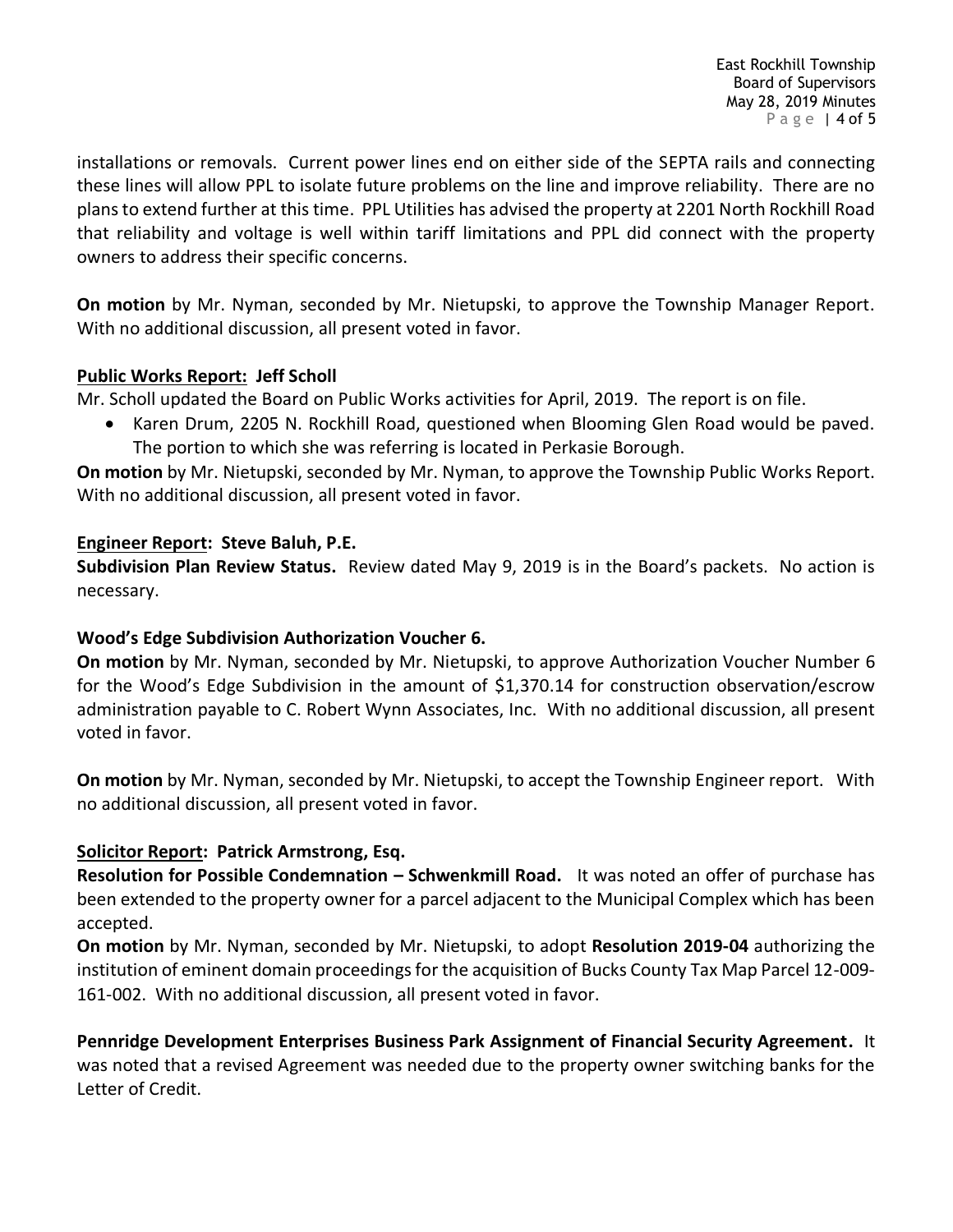installations or removals. Current power lines end on either side of the SEPTA rails and connecting these lines will allow PPL to isolate future problems on the line and improve reliability. There are no plans to extend further at this time. PPL Utilities has advised the property at 2201 North Rockhill Road that reliability and voltage is well within tariff limitations and PPL did connect with the property owners to address their specific concerns.

**On motion** by Mr. Nyman, seconded by Mr. Nietupski, to approve the Township Manager Report. With no additional discussion, all present voted in favor.

**Public Works Report: Jeff Scholl**

Mr. Scholl updated the Board on Public Works activities for April, 2019. The report is on file.

- Karen Drum, 2205 N. Rockhill Road, questioned when Blooming Glen Road would be paved. The portion to which she was referring is located in Perkasie Borough.

**On motion** by Mr. Nietupski, seconded by Mr. Nyman, to approve the Township Public Works Report. With no additional discussion, all present voted in favor.

**Engineer Report: Steve Baluh, P.E.**

**Subdivision Plan Review Status.** Review dated May 9, 2019 is in the Board's packets. No action is necessary.

**Wood's Edge Subdivision Authorization Voucher 6.**

**On motion** by Mr. Nyman, seconded by Mr. Nietupski, to approve Authorization Voucher Number 6 for the Wood's Edge Subdivision in the amount of $1,370.14 for construction observation/escrow administration payable to C. Robert Wynn Associates, Inc. With no additional discussion, all present voted in favor.

**On motion** by Mr. Nyman, seconded by Mr. Nietupski, to accept the Township Engineer report. With no additional discussion, all present voted in favor.

**Solicitor Report: Patrick Armstrong, Esq.**

**Resolution for Possible Condemnation – Schwenkmill Road.** It was noted an offer of purchase has been extended to the property owner for a parcel adjacent to the Municipal Complex which has been accepted.

**On motion** by Mr. Nyman, seconded by Mr. Nietupski, to adopt **Resolution 2019-04** authorizing the institution of eminent domain proceedings for the acquisition of Bucks County Tax Map Parcel 12-009-161-002. With no additional discussion, all present voted in favor.

**Pennridge Development Enterprises Business Park Assignment of Financial Security Agreement.** It was noted that a revised Agreement was needed due to the property owner switching banks for the Letter of Credit.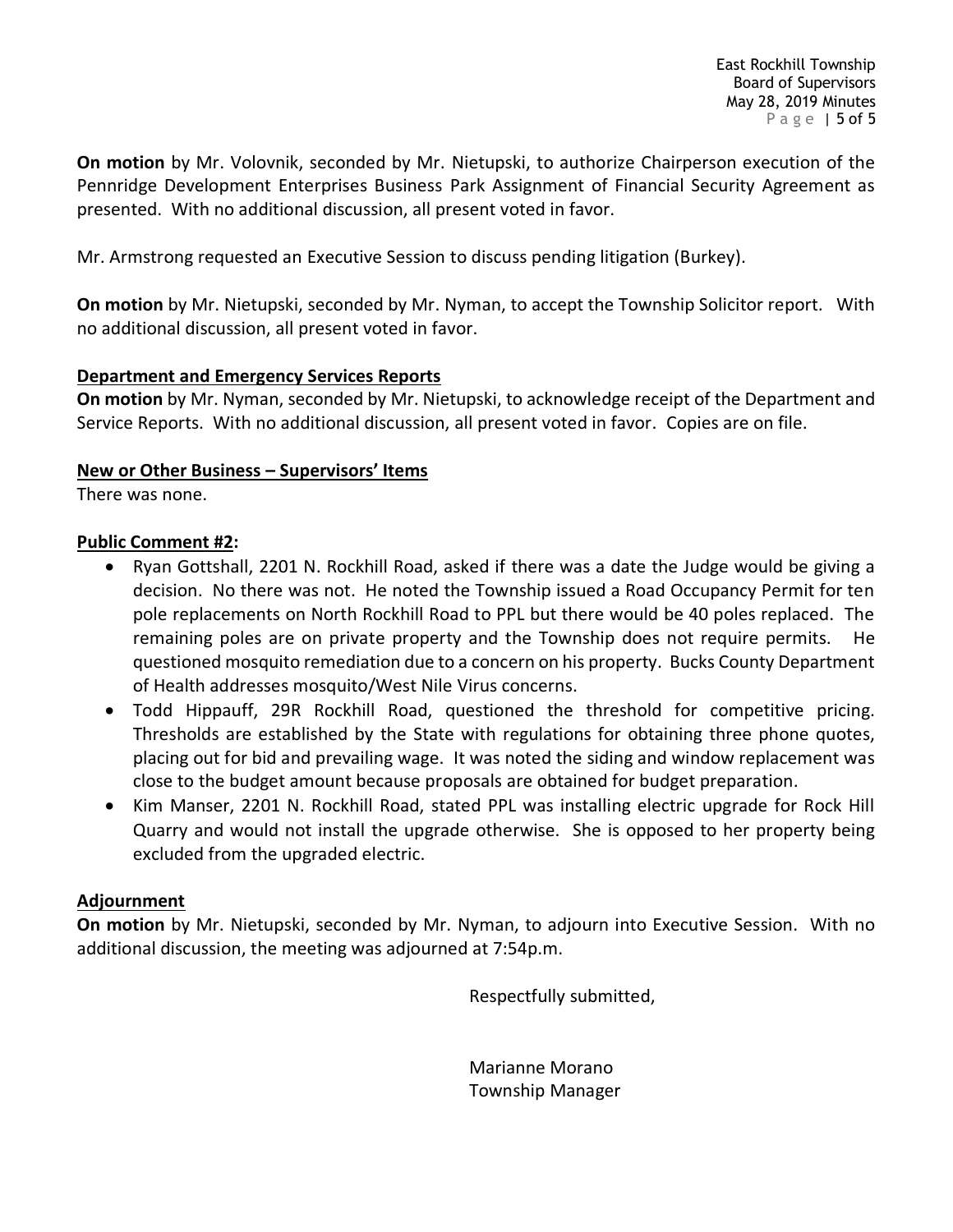**On motion** by Mr. Volovnik, seconded by Mr. Nietupski, to authorize Chairperson execution of the Pennridge Development Enterprises Business Park Assignment of Financial Security Agreement as presented. With no additional discussion, all present voted in favor.

Mr. Armstrong requested an Executive Session to discuss pending litigation (Burkey).

**On motion** by Mr. Nietupski, seconded by Mr. Nyman, to accept the Township Solicitor report. With no additional discussion, all present voted in favor.

**Department and Emergency Services Reports**

**On motion** by Mr. Nyman, seconded by Mr. Nietupski, to acknowledge receipt of the Department and Service Reports. With no additional discussion, all present voted in favor. Copies are on file.

**New or Other Business – Supervisors' Items**

There was none.

**Public Comment #2:**

- Ryan Gottshall, 2201 N. Rockhill Road, asked if there was a date the Judge would be giving a decision. No there was not. He noted the Township issued a Road Occupancy Permit for ten pole replacements on North Rockhill Road to PPL but there would be 40 poles replaced. The remaining poles are on private property and the Township does not require permits. He questioned mosquito remediation due to a concern on his property. Bucks County Department of Health addresses mosquito/West Nile Virus concerns.
- Todd Hippauff, 29R Rockhill Road, questioned the threshold for competitive pricing. Thresholds are established by the State with regulations for obtaining three phone quotes, placing out for bid and prevailing wage. It was noted the siding and window replacement was close to the budget amount because proposals are obtained for budget preparation.
- Kim Manser, 2201 N. Rockhill Road, stated PPL was installing electric upgrade for Rock Hill Quarry and would not install the upgrade otherwise. She is opposed to her property being excluded from the upgraded electric.

**Adjournment**

**On motion** by Mr. Nietupski, seconded by Mr. Nyman, to adjourn into Executive Session. With no additional discussion, the meeting was adjourned at 7:54p.m.

Respectfully submitted,

Marianne Morano
Township Manager